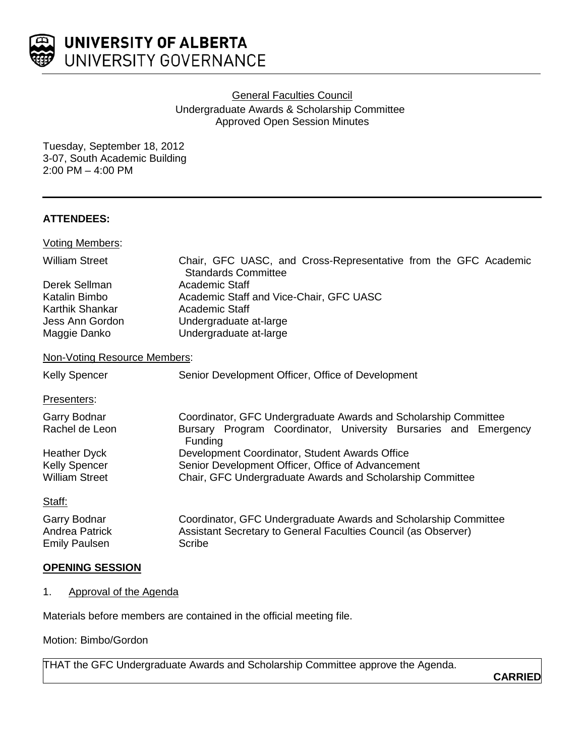**UNIVERSITY OF ALBERTA**
UNIVERSITY GOVERNANCE

General Faculties Council
Undergraduate Awards & Scholarship Committee
Approved Open Session Minutes

Tuesday, September 18, 2012
3-07, South Academic Building
2:00 PM – 4:00 PM

---

**ATTENDEES:**

Voting Members:

| | |
|---|---|
| William Street | Chair, GFC UASC, and Cross-Representative from the GFC Academic Standards Committee |
| Derek Sellman | Academic Staff |
| Katalin Bimbo | Academic Staff and Vice-Chair, GFC UASC |
| Karthik Shankar | Academic Staff |
| Jess Ann Gordon | Undergraduate at-large |
| Maggie Danko | Undergraduate at-large |

Non-Voting Resource Members:

| | |
|---|---|
| Kelly Spencer | Senior Development Officer, Office of Development |

Presenters:

| | |
|---|---|
| Garry Bodnar | Coordinator, GFC Undergraduate Awards and Scholarship Committee |
| Rachel de Leon | Bursary Program Coordinator, University Bursaries and Emergency Funding |
| Heather Dyck | Development Coordinator, Student Awards Office |
| Kelly Spencer | Senior Development Officer, Office of Advancement |
| William Street | Chair, GFC Undergraduate Awards and Scholarship Committee |

Staff:

| | |
|---|---|
| Garry Bodnar | Coordinator, GFC Undergraduate Awards and Scholarship Committee |
| Andrea Patrick | Assistant Secretary to General Faculties Council (as Observer) |
| Emily Paulsen | Scribe |

**OPENING SESSION**

1. Approval of the Agenda

Materials before members are contained in the official meeting file.

Motion: Bimbo/Gordon

THAT the GFC Undergraduate Awards and Scholarship Committee approve the Agenda.

**CARRIED**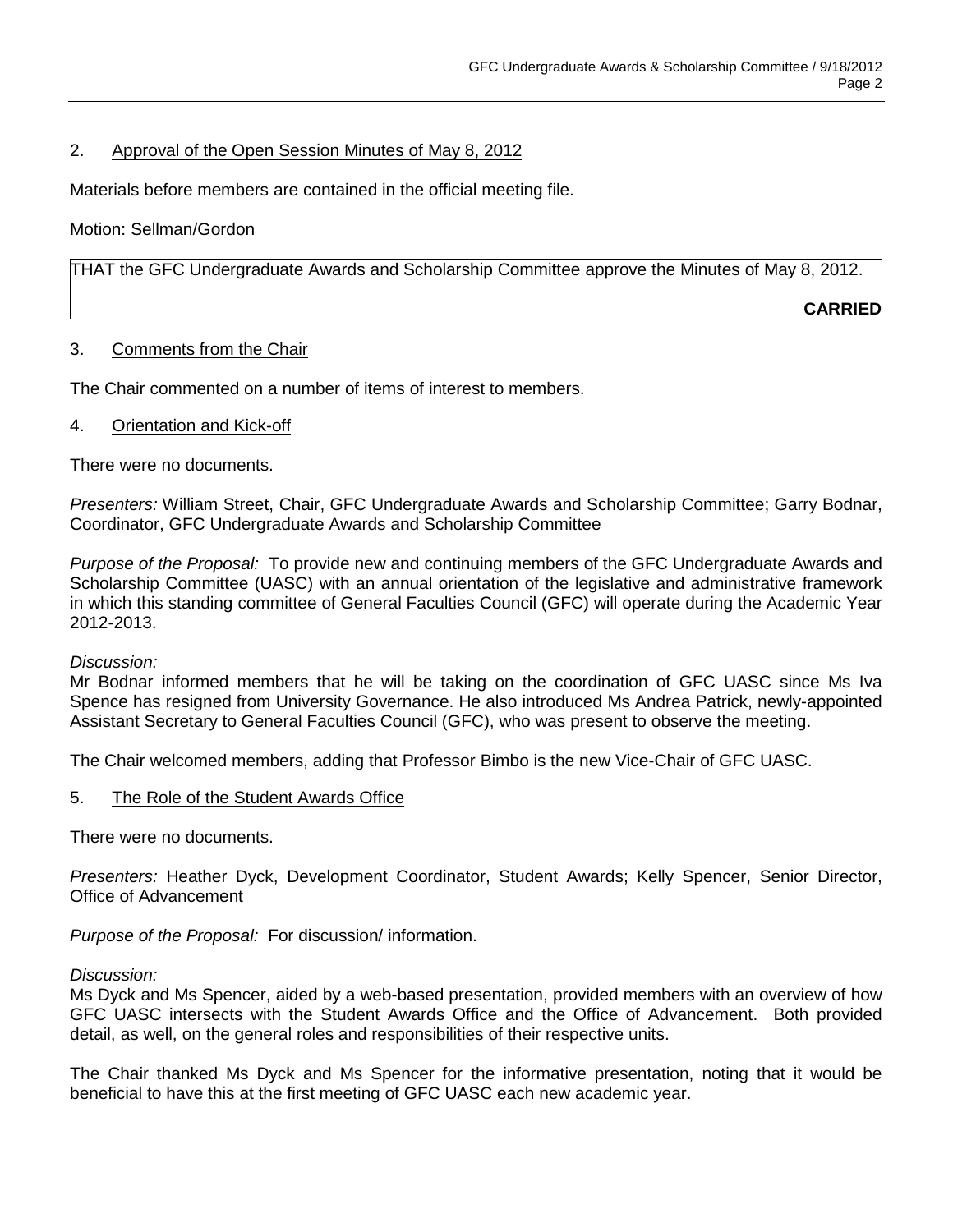## 2. Approval of the Open Session Minutes of May 8, 2012

Materials before members are contained in the official meeting file.

Motion: Sellman/Gordon

| THAT the GFC Undergraduate Awards and Scholarship Committee approve the Minutes of May 8, 2012. **CARRIED** |
|---|

## 3. Comments from the Chair

The Chair commented on a number of items of interest to members.

## 4. Orientation and Kick-off

There were no documents.

*Presenters:* William Street, Chair, GFC Undergraduate Awards and Scholarship Committee; Garry Bodnar, Coordinator, GFC Undergraduate Awards and Scholarship Committee

*Purpose of the Proposal:* To provide new and continuing members of the GFC Undergraduate Awards and Scholarship Committee (UASC) with an annual orientation of the legislative and administrative framework in which this standing committee of General Faculties Council (GFC) will operate during the Academic Year 2012-2013.

*Discussion:*
Mr Bodnar informed members that he will be taking on the coordination of GFC UASC since Ms Iva Spence has resigned from University Governance. He also introduced Ms Andrea Patrick, newly-appointed Assistant Secretary to General Faculties Council (GFC), who was present to observe the meeting.

The Chair welcomed members, adding that Professor Bimbo is the new Vice-Chair of GFC UASC.

## 5. The Role of the Student Awards Office

There were no documents.

*Presenters:* Heather Dyck, Development Coordinator, Student Awards; Kelly Spencer, Senior Director, Office of Advancement

*Purpose of the Proposal:* For discussion/ information.

*Discussion:*
Ms Dyck and Ms Spencer, aided by a web-based presentation, provided members with an overview of how GFC UASC intersects with the Student Awards Office and the Office of Advancement. Both provided detail, as well, on the general roles and responsibilities of their respective units.

The Chair thanked Ms Dyck and Ms Spencer for the informative presentation, noting that it would be beneficial to have this at the first meeting of GFC UASC each new academic year.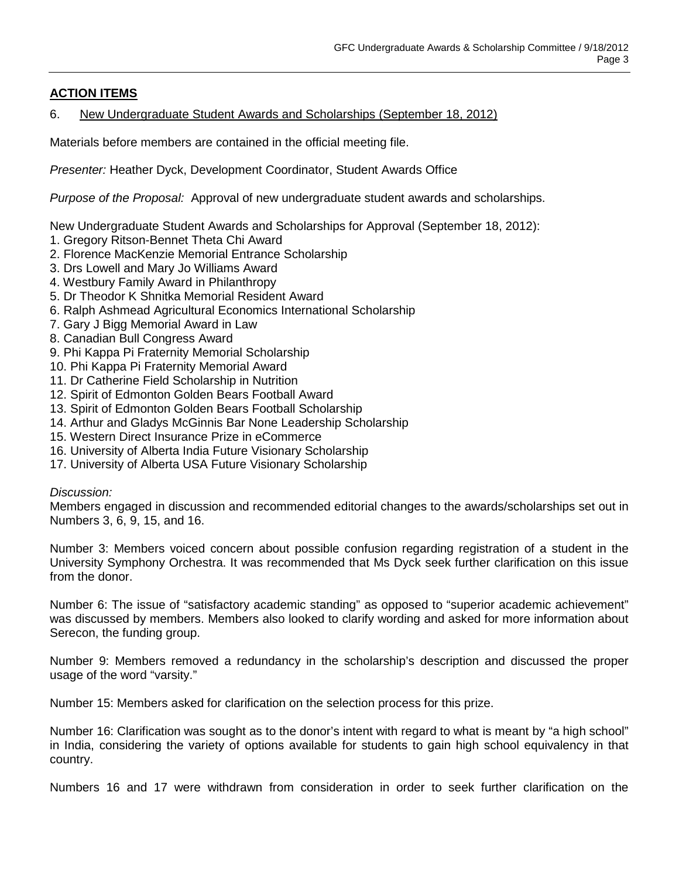## ACTION ITEMS

### 6. New Undergraduate Student Awards and Scholarships (September 18, 2012)

Materials before members are contained in the official meeting file.

*Presenter:* Heather Dyck, Development Coordinator, Student Awards Office

*Purpose of the Proposal:* Approval of new undergraduate student awards and scholarships.

New Undergraduate Student Awards and Scholarships for Approval (September 18, 2012):

1. Gregory Ritson-Bennet Theta Chi Award
2. Florence MacKenzie Memorial Entrance Scholarship
3. Drs Lowell and Mary Jo Williams Award
4. Westbury Family Award in Philanthropy
5. Dr Theodor K Shnitka Memorial Resident Award
6. Ralph Ashmead Agricultural Economics International Scholarship
7. Gary J Bigg Memorial Award in Law
8. Canadian Bull Congress Award
9. Phi Kappa Pi Fraternity Memorial Scholarship
10. Phi Kappa Pi Fraternity Memorial Award
11. Dr Catherine Field Scholarship in Nutrition
12. Spirit of Edmonton Golden Bears Football Award
13. Spirit of Edmonton Golden Bears Football Scholarship
14. Arthur and Gladys McGinnis Bar None Leadership Scholarship
15. Western Direct Insurance Prize in eCommerce
16. University of Alberta India Future Visionary Scholarship
17. University of Alberta USA Future Visionary Scholarship

*Discussion:*

Members engaged in discussion and recommended editorial changes to the awards/scholarships set out in Numbers 3, 6, 9, 15, and 16.

Number 3: Members voiced concern about possible confusion regarding registration of a student in the University Symphony Orchestra. It was recommended that Ms Dyck seek further clarification on this issue from the donor.

Number 6: The issue of "satisfactory academic standing" as opposed to "superior academic achievement" was discussed by members. Members also looked to clarify wording and asked for more information about Serecon, the funding group.

Number 9: Members removed a redundancy in the scholarship's description and discussed the proper usage of the word "varsity."

Number 15: Members asked for clarification on the selection process for this prize.

Number 16: Clarification was sought as to the donor's intent with regard to what is meant by "a high school" in India, considering the variety of options available for students to gain high school equivalency in that country.

Numbers 16 and 17 were withdrawn from consideration in order to seek further clarification on the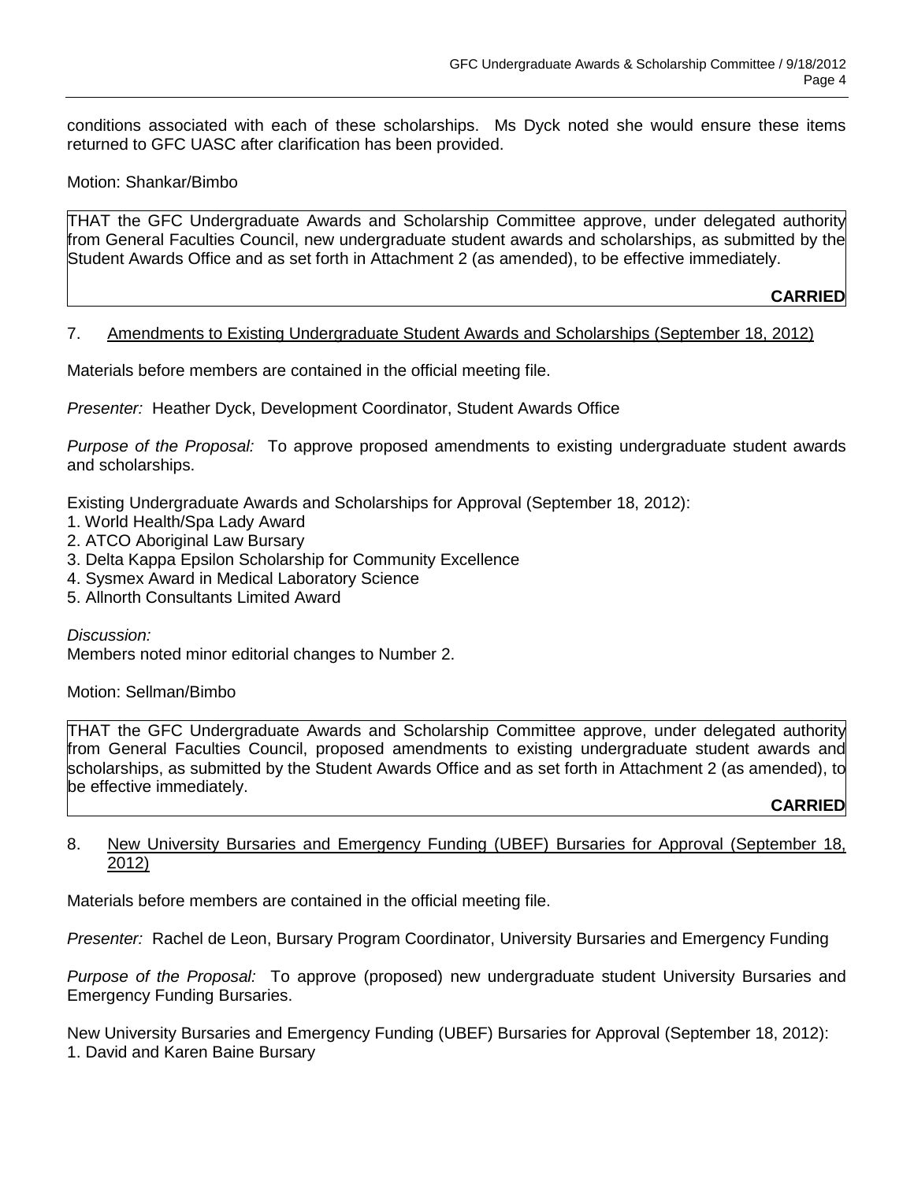conditions associated with each of these scholarships. Ms Dyck noted she would ensure these items returned to GFC UASC after clarification has been provided.

Motion: Shankar/Bimbo

> THAT the GFC Undergraduate Awards and Scholarship Committee approve, under delegated authority from General Faculties Council, new undergraduate student awards and scholarships, as submitted by the Student Awards Office and as set forth in Attachment 2 (as amended), to be effective immediately.
>
> **CARRIED**

7. Amendments to Existing Undergraduate Student Awards and Scholarships (September 18, 2012)

Materials before members are contained in the official meeting file.

*Presenter:* Heather Dyck, Development Coordinator, Student Awards Office

*Purpose of the Proposal:* To approve proposed amendments to existing undergraduate student awards and scholarships.

Existing Undergraduate Awards and Scholarships for Approval (September 18, 2012):

1. World Health/Spa Lady Award
2. ATCO Aboriginal Law Bursary
3. Delta Kappa Epsilon Scholarship for Community Excellence
4. Sysmex Award in Medical Laboratory Science
5. Allnorth Consultants Limited Award

*Discussion:*
Members noted minor editorial changes to Number 2.

Motion: Sellman/Bimbo

> THAT the GFC Undergraduate Awards and Scholarship Committee approve, under delegated authority from General Faculties Council, proposed amendments to existing undergraduate student awards and scholarships, as submitted by the Student Awards Office and as set forth in Attachment 2 (as amended), to be effective immediately.
>
> **CARRIED**

8. New University Bursaries and Emergency Funding (UBEF) Bursaries for Approval (September 18, 2012)

Materials before members are contained in the official meeting file.

*Presenter:* Rachel de Leon, Bursary Program Coordinator, University Bursaries and Emergency Funding

*Purpose of the Proposal:* To approve (proposed) new undergraduate student University Bursaries and Emergency Funding Bursaries.

New University Bursaries and Emergency Funding (UBEF) Bursaries for Approval (September 18, 2012):

1. David and Karen Baine Bursary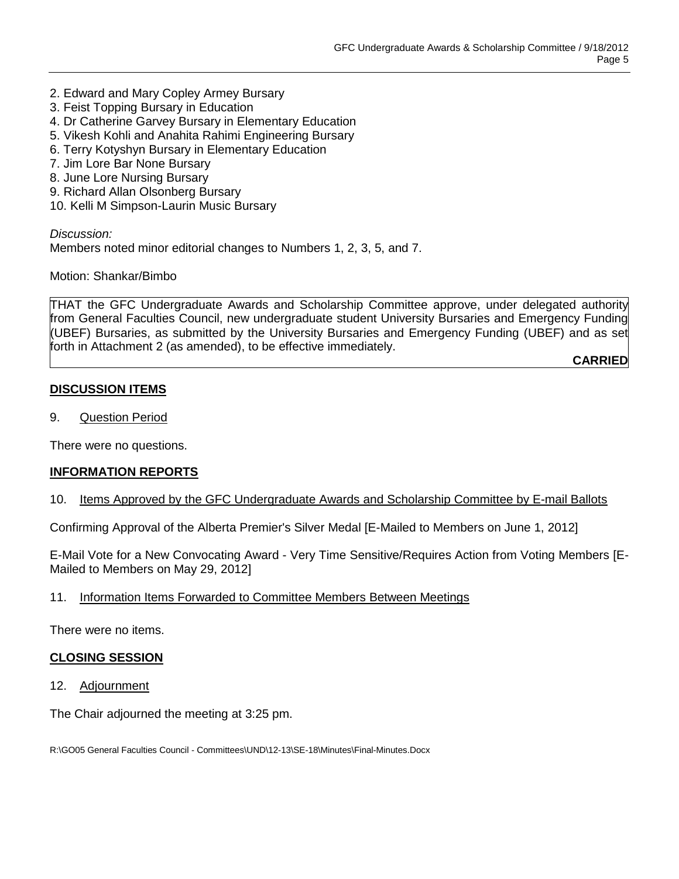2. Edward and Mary Copley Armey Bursary
3. Feist Topping Bursary in Education
4. Dr Catherine Garvey Bursary in Elementary Education
5. Vikesh Kohli and Anahita Rahimi Engineering Bursary
6. Terry Kotyshyn Bursary in Elementary Education
7. Jim Lore Bar None Bursary
8. June Lore Nursing Bursary
9. Richard Allan Olsonberg Bursary
10. Kelli M Simpson-Laurin Music Bursary

*Discussion:*
Members noted minor editorial changes to Numbers 1, 2, 3, 5, and 7.

Motion: Shankar/Bimbo

THAT the GFC Undergraduate Awards and Scholarship Committee approve, under delegated authority from General Faculties Council, new undergraduate student University Bursaries and Emergency Funding (UBEF) Bursaries, as submitted by the University Bursaries and Emergency Funding (UBEF) and as set forth in Attachment 2 (as amended), to be effective immediately.

**CARRIED**

## DISCUSSION ITEMS

9. Question Period

There were no questions.

## INFORMATION REPORTS

10. Items Approved by the GFC Undergraduate Awards and Scholarship Committee by E-mail Ballots

Confirming Approval of the Alberta Premier's Silver Medal [E-Mailed to Members on June 1, 2012]

E-Mail Vote for a New Convocating Award - Very Time Sensitive/Requires Action from Voting Members [E-Mailed to Members on May 29, 2012]

11. Information Items Forwarded to Committee Members Between Meetings

There were no items.

## CLOSING SESSION

12. Adjournment

The Chair adjourned the meeting at 3:25 pm.

R:\GO05 General Faculties Council - Committees\UND\12-13\SE-18\Minutes\Final-Minutes.Docx